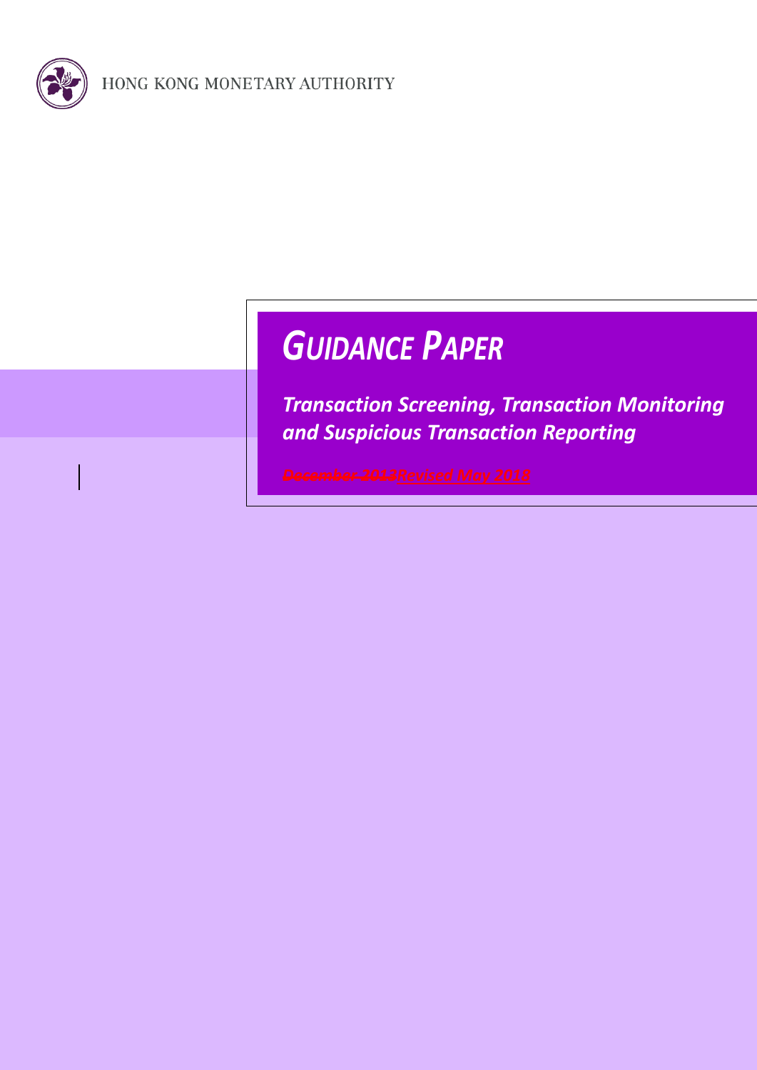HONG KONG MONETARY AUTHORITY

# *GUIDANCE PAPER*

***Transaction Screening, Transaction Monitoring and Suspicious Transaction Reporting***

~~*December 2013*~~*Revised May 2018*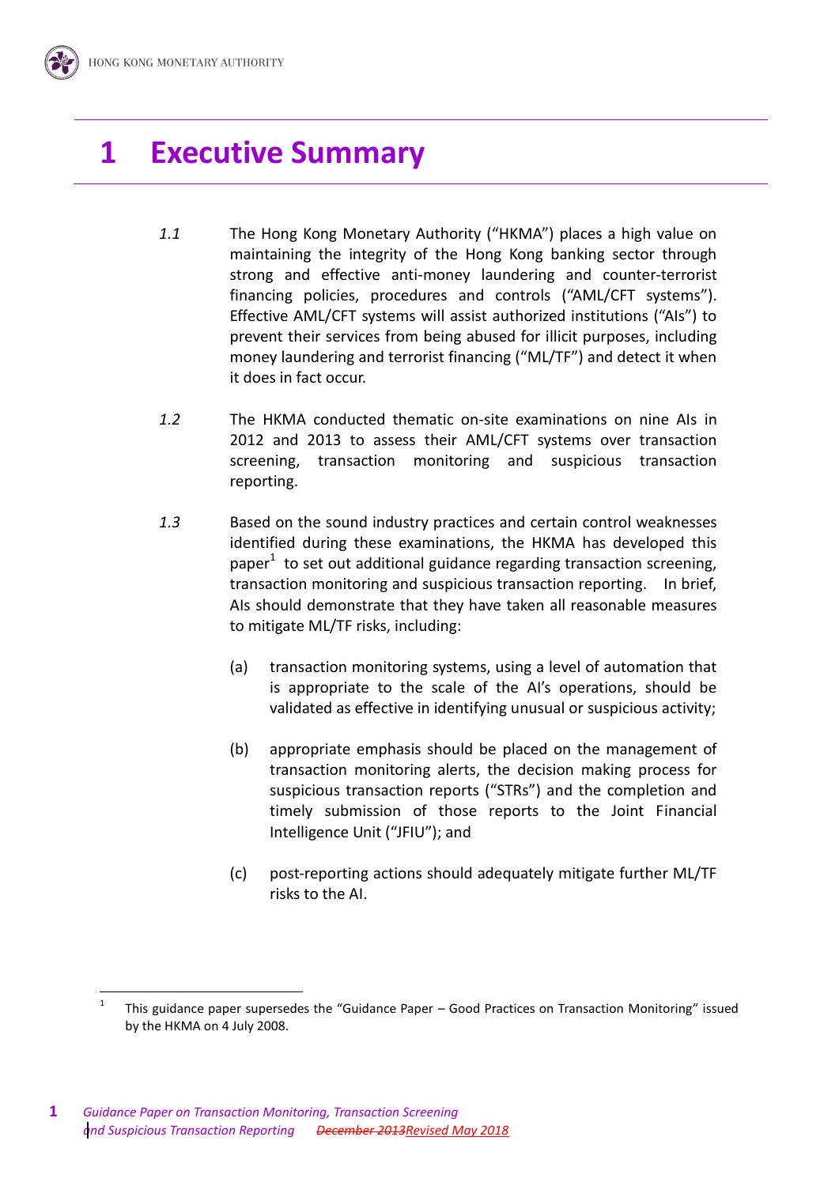# 1 Executive Summary

*1.1* The Hong Kong Monetary Authority ("HKMA") places a high value on maintaining the integrity of the Hong Kong banking sector through strong and effective anti-money laundering and counter-terrorist financing policies, procedures and controls ("AML/CFT systems"). Effective AML/CFT systems will assist authorized institutions ("AIs") to prevent their services from being abused for illicit purposes, including money laundering and terrorist financing ("ML/TF") and detect it when it does in fact occur.

*1.2* The HKMA conducted thematic on-site examinations on nine AIs in 2012 and 2013 to assess their AML/CFT systems over transaction screening, transaction monitoring and suspicious transaction reporting.

*1.3* Based on the sound industry practices and certain control weaknesses identified during these examinations, the HKMA has developed this paper[1] to set out additional guidance regarding transaction screening, transaction monitoring and suspicious transaction reporting. In brief, AIs should demonstrate that they have taken all reasonable measures to mitigate ML/TF risks, including:

(a) transaction monitoring systems, using a level of automation that is appropriate to the scale of the AI's operations, should be validated as effective in identifying unusual or suspicious activity;

(b) appropriate emphasis should be placed on the management of transaction monitoring alerts, the decision making process for suspicious transaction reports ("STRs") and the completion and timely submission of those reports to the Joint Financial Intelligence Unit ("JFIU"); and

(c) post-reporting actions should adequately mitigate further ML/TF risks to the AI.

---

[1] This guidance paper supersedes the "Guidance Paper – Good Practices on Transaction Monitoring" issued by the HKMA on 4 July 2008.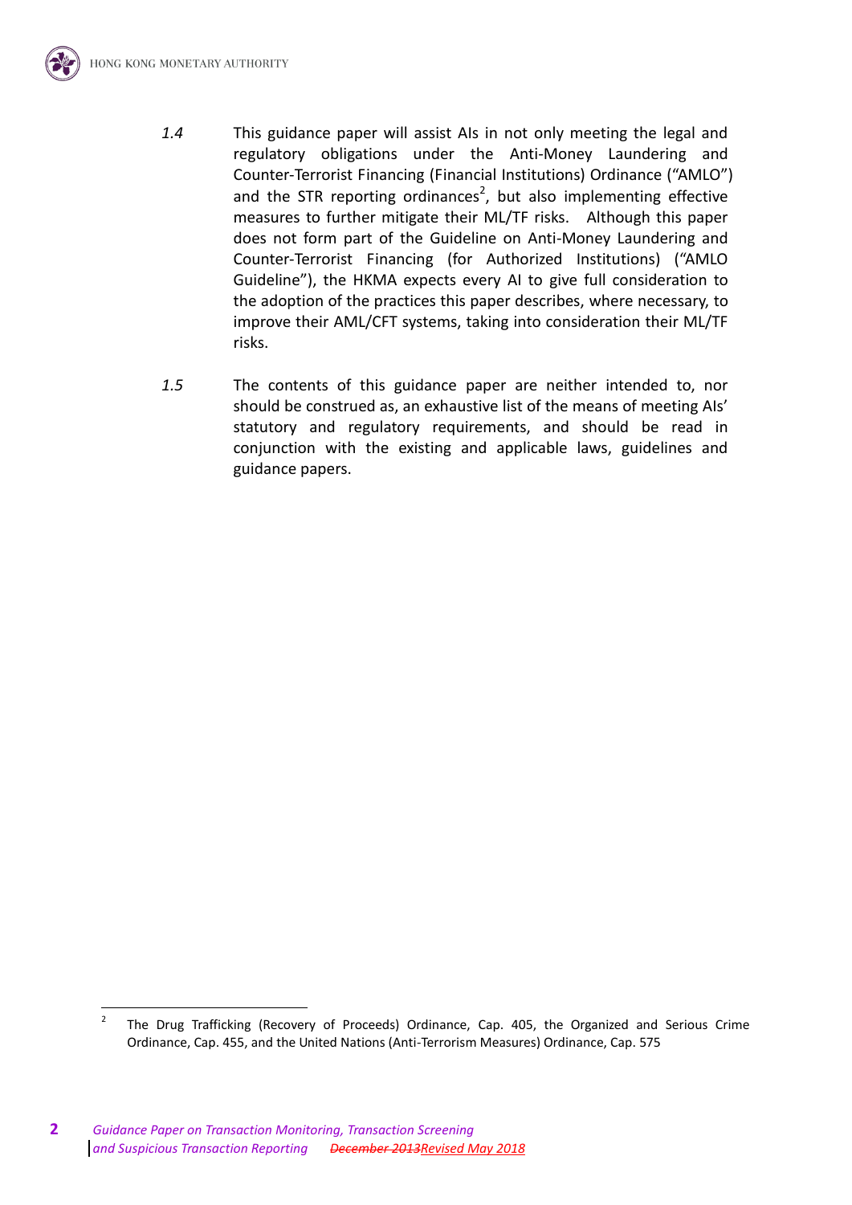1.4 This guidance paper will assist AIs in not only meeting the legal and regulatory obligations under the Anti-Money Laundering and Counter-Terrorist Financing (Financial Institutions) Ordinance ("AMLO") and the STR reporting ordinances[2], but also implementing effective measures to further mitigate their ML/TF risks. Although this paper does not form part of the Guideline on Anti-Money Laundering and Counter-Terrorist Financing (for Authorized Institutions) ("AMLO Guideline"), the HKMA expects every AI to give full consideration to the adoption of the practices this paper describes, where necessary, to improve their AML/CFT systems, taking into consideration their ML/TF risks.

1.5 The contents of this guidance paper are neither intended to, nor should be construed as, an exhaustive list of the means of meeting AIs' statutory and regulatory requirements, and should be read in conjunction with the existing and applicable laws, guidelines and guidance papers.

---

[2] The Drug Trafficking (Recovery of Proceeds) Ordinance, Cap. 405, the Organized and Serious Crime Ordinance, Cap. 455, and the United Nations (Anti-Terrorism Measures) Ordinance, Cap. 575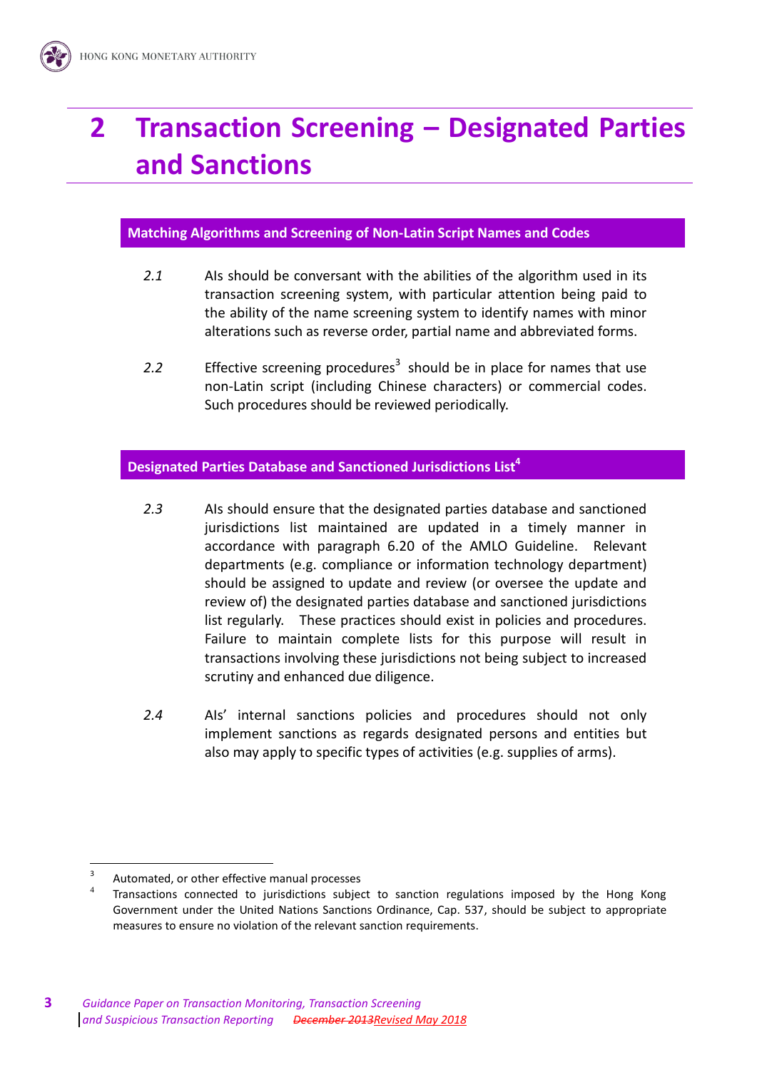# 2 Transaction Screening – Designated Parties and Sanctions

### Matching Algorithms and Screening of Non-Latin Script Names and Codes

*2.1* AIs should be conversant with the abilities of the algorithm used in its transaction screening system, with particular attention being paid to the ability of the name screening system to identify names with minor alterations such as reverse order, partial name and abbreviated forms.

*2.2* Effective screening procedures[3] should be in place for names that use non-Latin script (including Chinese characters) or commercial codes. Such procedures should be reviewed periodically.

### Designated Parties Database and Sanctioned Jurisdictions List[4]

*2.3* AIs should ensure that the designated parties database and sanctioned jurisdictions list maintained are updated in a timely manner in accordance with paragraph 6.20 of the AMLO Guideline. Relevant departments (e.g. compliance or information technology department) should be assigned to update and review (or oversee the update and review of) the designated parties database and sanctioned jurisdictions list regularly. These practices should exist in policies and procedures. Failure to maintain complete lists for this purpose will result in transactions involving these jurisdictions not being subject to increased scrutiny and enhanced due diligence.

*2.4* AIs' internal sanctions policies and procedures should not only implement sanctions as regards designated persons and entities but also may apply to specific types of activities (e.g. supplies of arms).

---

[3] Automated, or other effective manual processes

[4] Transactions connected to jurisdictions subject to sanction regulations imposed by the Hong Kong Government under the United Nations Sanctions Ordinance, Cap. 537, should be subject to appropriate measures to ensure no violation of the relevant sanction requirements.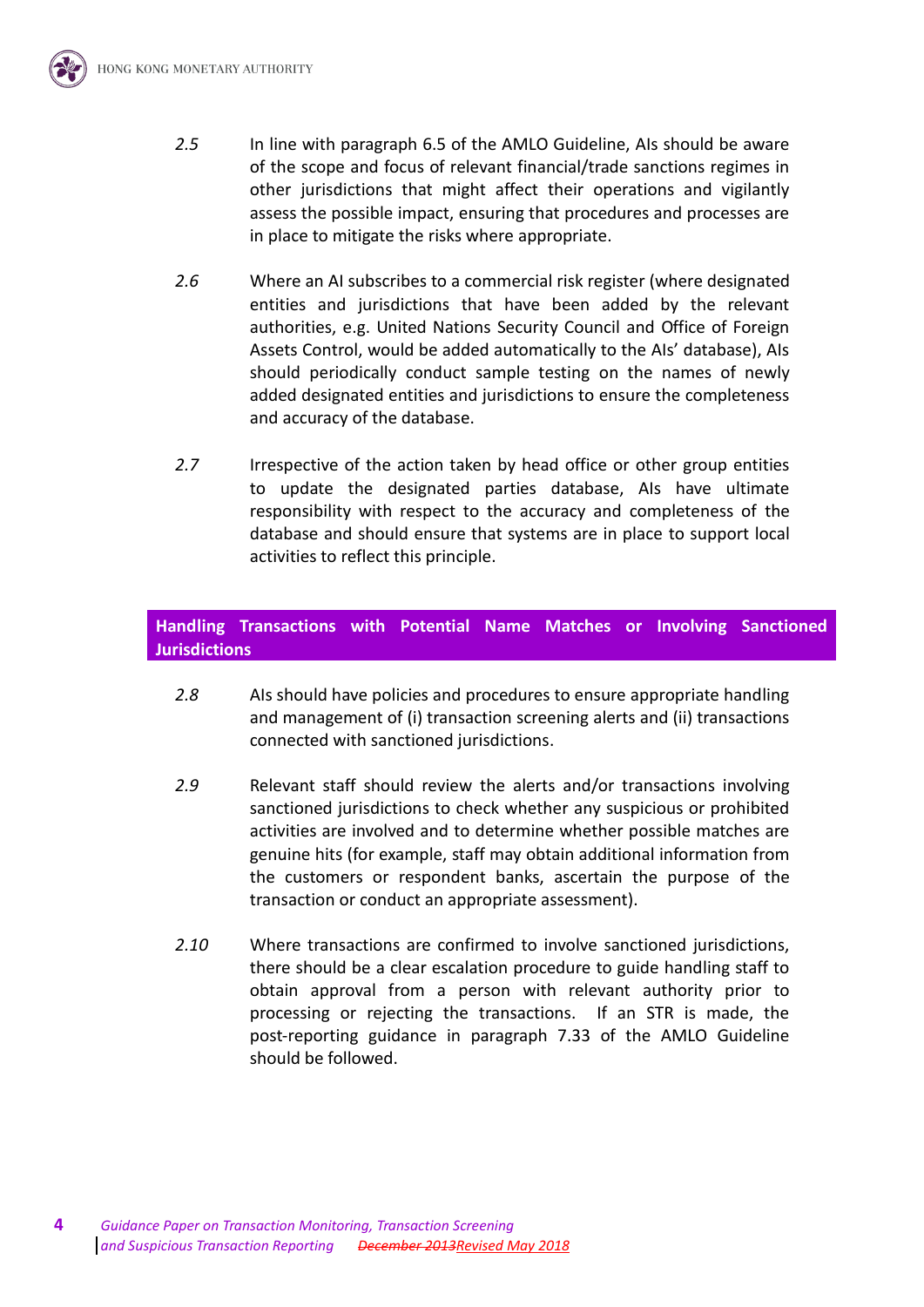*2.5* In line with paragraph 6.5 of the AMLO Guideline, AIs should be aware of the scope and focus of relevant financial/trade sanctions regimes in other jurisdictions that might affect their operations and vigilantly assess the possible impact, ensuring that procedures and processes are in place to mitigate the risks where appropriate.

*2.6* Where an AI subscribes to a commercial risk register (where designated entities and jurisdictions that have been added by the relevant authorities, e.g. United Nations Security Council and Office of Foreign Assets Control, would be added automatically to the AIs' database), AIs should periodically conduct sample testing on the names of newly added designated entities and jurisdictions to ensure the completeness and accuracy of the database.

*2.7* Irrespective of the action taken by head office or other group entities to update the designated parties database, AIs have ultimate responsibility with respect to the accuracy and completeness of the database and should ensure that systems are in place to support local activities to reflect this principle.

## Handling Transactions with Potential Name Matches or Involving Sanctioned Jurisdictions

*2.8* AIs should have policies and procedures to ensure appropriate handling and management of (i) transaction screening alerts and (ii) transactions connected with sanctioned jurisdictions.

*2.9* Relevant staff should review the alerts and/or transactions involving sanctioned jurisdictions to check whether any suspicious or prohibited activities are involved and to determine whether possible matches are genuine hits (for example, staff may obtain additional information from the customers or respondent banks, ascertain the purpose of the transaction or conduct an appropriate assessment).

*2.10* Where transactions are confirmed to involve sanctioned jurisdictions, there should be a clear escalation procedure to guide handling staff to obtain approval from a person with relevant authority prior to processing or rejecting the transactions. If an STR is made, the post-reporting guidance in paragraph 7.33 of the AMLO Guideline should be followed.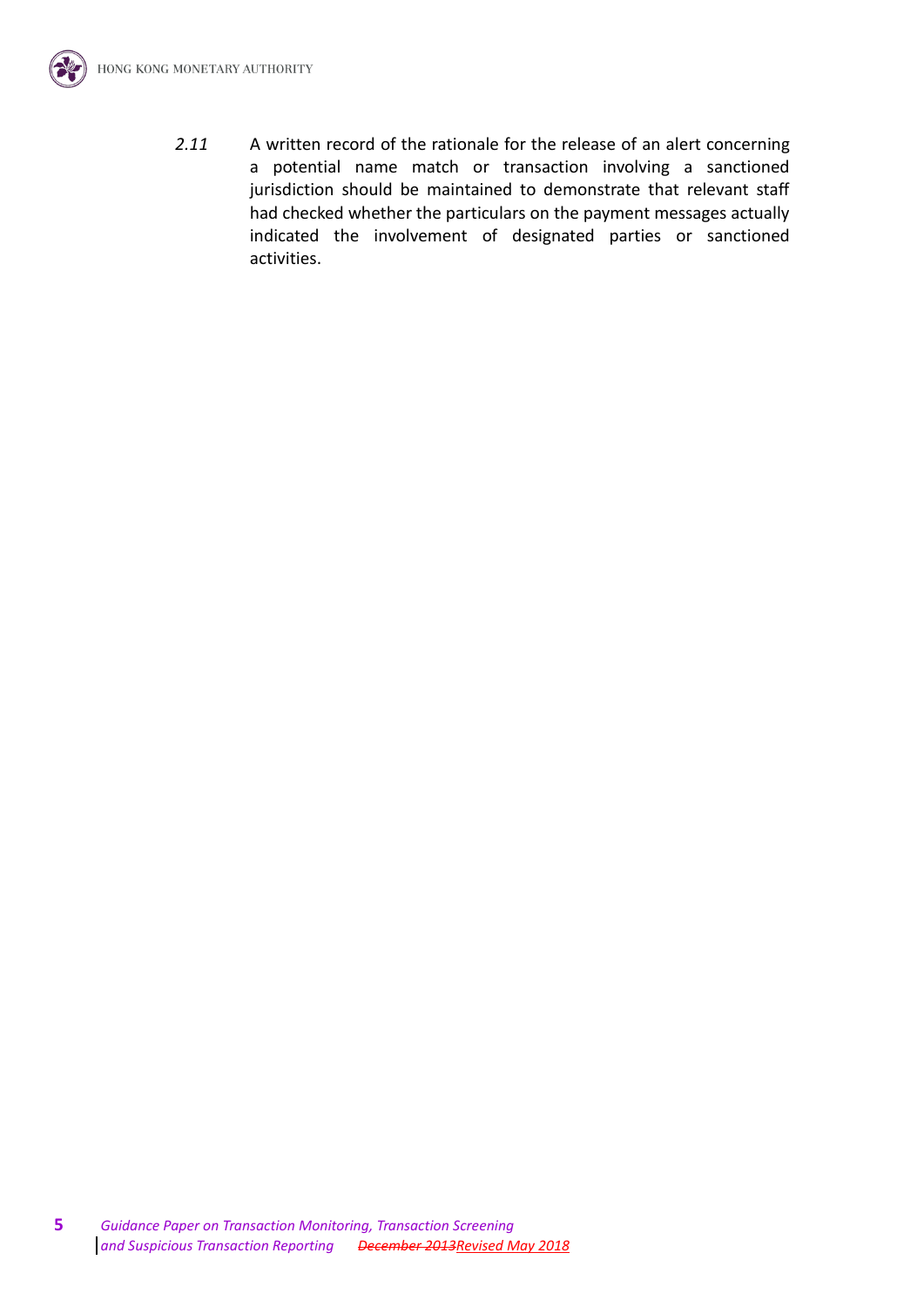*2.11* A written record of the rationale for the release of an alert concerning a potential name match or transaction involving a sanctioned jurisdiction should be maintained to demonstrate that relevant staff had checked whether the particulars on the payment messages actually indicated the involvement of designated parties or sanctioned activities.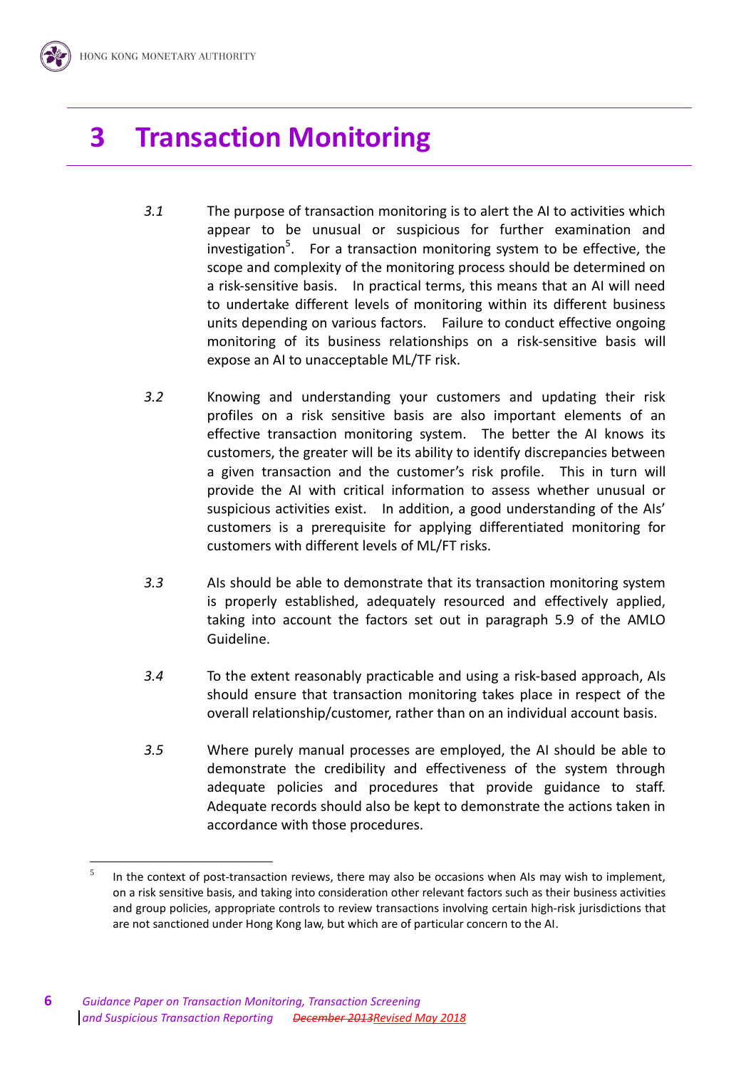# 3 Transaction Monitoring

*3.1* The purpose of transaction monitoring is to alert the AI to activities which appear to be unusual or suspicious for further examination and investigation[5]. For a transaction monitoring system to be effective, the scope and complexity of the monitoring process should be determined on a risk-sensitive basis. In practical terms, this means that an AI will need to undertake different levels of monitoring within its different business units depending on various factors. Failure to conduct effective ongoing monitoring of its business relationships on a risk-sensitive basis will expose an AI to unacceptable ML/TF risk.

*3.2* Knowing and understanding your customers and updating their risk profiles on a risk sensitive basis are also important elements of an effective transaction monitoring system. The better the AI knows its customers, the greater will be its ability to identify discrepancies between a given transaction and the customer's risk profile. This in turn will provide the AI with critical information to assess whether unusual or suspicious activities exist. In addition, a good understanding of the AIs' customers is a prerequisite for applying differentiated monitoring for customers with different levels of ML/FT risks.

*3.3* AIs should be able to demonstrate that its transaction monitoring system is properly established, adequately resourced and effectively applied, taking into account the factors set out in paragraph 5.9 of the AMLO Guideline.

*3.4* To the extent reasonably practicable and using a risk-based approach, AIs should ensure that transaction monitoring takes place in respect of the overall relationship/customer, rather than on an individual account basis.

*3.5* Where purely manual processes are employed, the AI should be able to demonstrate the credibility and effectiveness of the system through adequate policies and procedures that provide guidance to staff. Adequate records should also be kept to demonstrate the actions taken in accordance with those procedures.

---

[5] In the context of post-transaction reviews, there may also be occasions when AIs may wish to implement, on a risk sensitive basis, and taking into consideration other relevant factors such as their business activities and group policies, appropriate controls to review transactions involving certain high-risk jurisdictions that are not sanctioned under Hong Kong law, but which are of particular concern to the AI.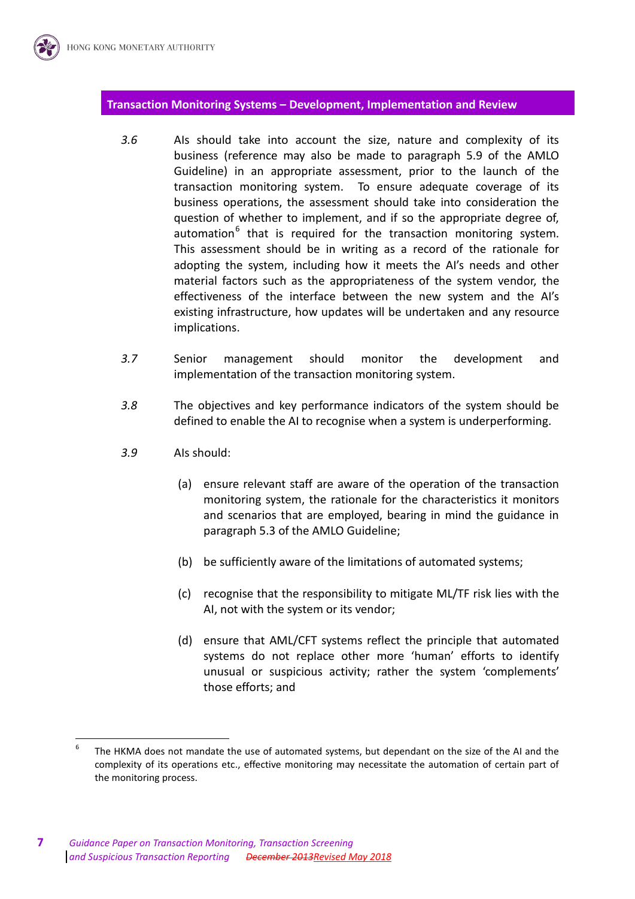## Transaction Monitoring Systems – Development, Implementation and Review

*3.6* AIs should take into account the size, nature and complexity of its business (reference may also be made to paragraph 5.9 of the AMLO Guideline) in an appropriate assessment, prior to the launch of the transaction monitoring system. To ensure adequate coverage of its business operations, the assessment should take into consideration the question of whether to implement, and if so the appropriate degree of, automation[6] that is required for the transaction monitoring system. This assessment should be in writing as a record of the rationale for adopting the system, including how it meets the AI's needs and other material factors such as the appropriateness of the system vendor, the effectiveness of the interface between the new system and the AI's existing infrastructure, how updates will be undertaken and any resource implications.

*3.7* Senior management should monitor the development and implementation of the transaction monitoring system.

*3.8* The objectives and key performance indicators of the system should be defined to enable the AI to recognise when a system is underperforming.

*3.9* AIs should:

(a) ensure relevant staff are aware of the operation of the transaction monitoring system, the rationale for the characteristics it monitors and scenarios that are employed, bearing in mind the guidance in paragraph 5.3 of the AMLO Guideline;

(b) be sufficiently aware of the limitations of automated systems;

(c) recognise that the responsibility to mitigate ML/TF risk lies with the AI, not with the system or its vendor;

(d) ensure that AML/CFT systems reflect the principle that automated systems do not replace other more 'human' efforts to identify unusual or suspicious activity; rather the system 'complements' those efforts; and

---

[6] The HKMA does not mandate the use of automated systems, but dependant on the size of the AI and the complexity of its operations etc., effective monitoring may necessitate the automation of certain part of the monitoring process.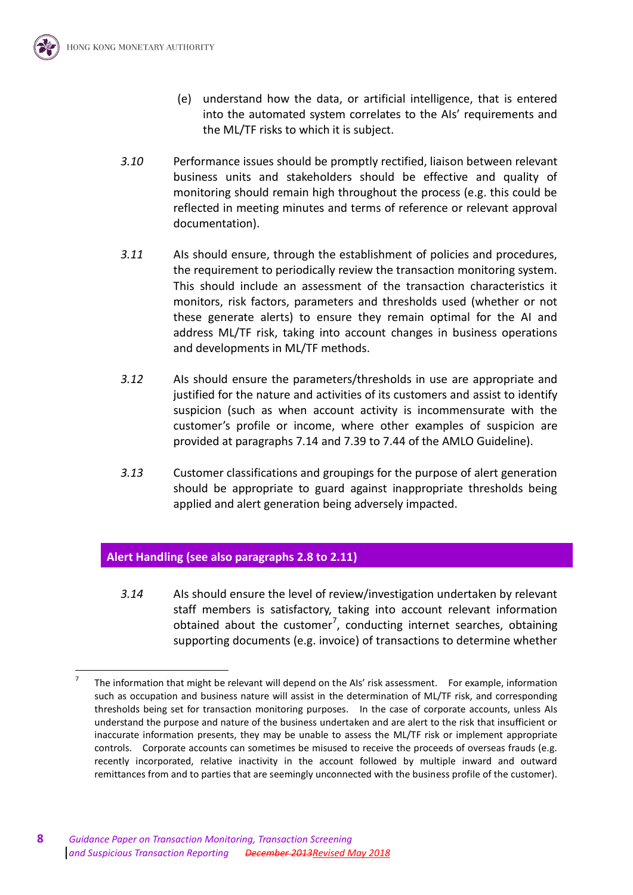(e) understand how the data, or artificial intelligence, that is entered into the automated system correlates to the AIs' requirements and the ML/TF risks to which it is subject.

*3.10* Performance issues should be promptly rectified, liaison between relevant business units and stakeholders should be effective and quality of monitoring should remain high throughout the process (e.g. this could be reflected in meeting minutes and terms of reference or relevant approval documentation).

*3.11* AIs should ensure, through the establishment of policies and procedures, the requirement to periodically review the transaction monitoring system. This should include an assessment of the transaction characteristics it monitors, risk factors, parameters and thresholds used (whether or not these generate alerts) to ensure they remain optimal for the AI and address ML/TF risk, taking into account changes in business operations and developments in ML/TF methods.

*3.12* AIs should ensure the parameters/thresholds in use are appropriate and justified for the nature and activities of its customers and assist to identify suspicion (such as when account activity is incommensurate with the customer's profile or income, where other examples of suspicion are provided at paragraphs 7.14 and 7.39 to 7.44 of the AMLO Guideline).

*3.13* Customer classifications and groupings for the purpose of alert generation should be appropriate to guard against inappropriate thresholds being applied and alert generation being adversely impacted.

## Alert Handling (see also paragraphs 2.8 to 2.11)

*3.14* AIs should ensure the level of review/investigation undertaken by relevant staff members is satisfactory, taking into account relevant information obtained about the customer[7], conducting internet searches, obtaining supporting documents (e.g. invoice) of transactions to determine whether

---

[7] The information that might be relevant will depend on the AIs' risk assessment. For example, information such as occupation and business nature will assist in the determination of ML/TF risk, and corresponding thresholds being set for transaction monitoring purposes. In the case of corporate accounts, unless AIs understand the purpose and nature of the business undertaken and are alert to the risk that insufficient or inaccurate information presents, they may be unable to assess the ML/TF risk or implement appropriate controls. Corporate accounts can sometimes be misused to receive the proceeds of overseas frauds (e.g. recently incorporated, relative inactivity in the account followed by multiple inward and outward remittances from and to parties that are seemingly unconnected with the business profile of the customer).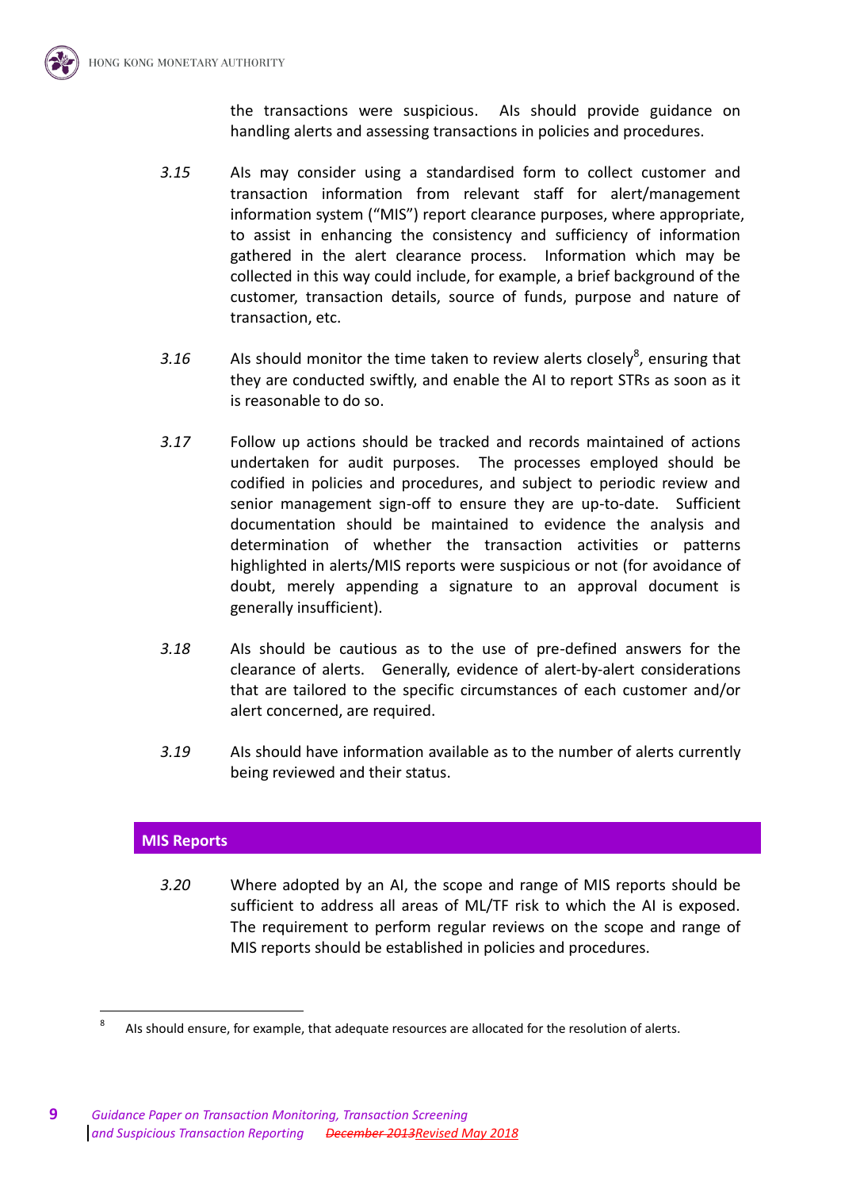the transactions were suspicious. AIs should provide guidance on handling alerts and assessing transactions in policies and procedures.

*3.15* AIs may consider using a standardised form to collect customer and transaction information from relevant staff for alert/management information system ("MIS") report clearance purposes, where appropriate, to assist in enhancing the consistency and sufficiency of information gathered in the alert clearance process. Information which may be collected in this way could include, for example, a brief background of the customer, transaction details, source of funds, purpose and nature of transaction, etc.

*3.16* AIs should monitor the time taken to review alerts closely[8], ensuring that they are conducted swiftly, and enable the AI to report STRs as soon as it is reasonable to do so.

*3.17* Follow up actions should be tracked and records maintained of actions undertaken for audit purposes. The processes employed should be codified in policies and procedures, and subject to periodic review and senior management sign-off to ensure they are up-to-date. Sufficient documentation should be maintained to evidence the analysis and determination of whether the transaction activities or patterns highlighted in alerts/MIS reports were suspicious or not (for avoidance of doubt, merely appending a signature to an approval document is generally insufficient).

*3.18* AIs should be cautious as to the use of pre-defined answers for the clearance of alerts. Generally, evidence of alert-by-alert considerations that are tailored to the specific circumstances of each customer and/or alert concerned, are required.

*3.19* AIs should have information available as to the number of alerts currently being reviewed and their status.

## MIS Reports

*3.20* Where adopted by an AI, the scope and range of MIS reports should be sufficient to address all areas of ML/TF risk to which the AI is exposed. The requirement to perform regular reviews on the scope and range of MIS reports should be established in policies and procedures.

---

[8] AIs should ensure, for example, that adequate resources are allocated for the resolution of alerts.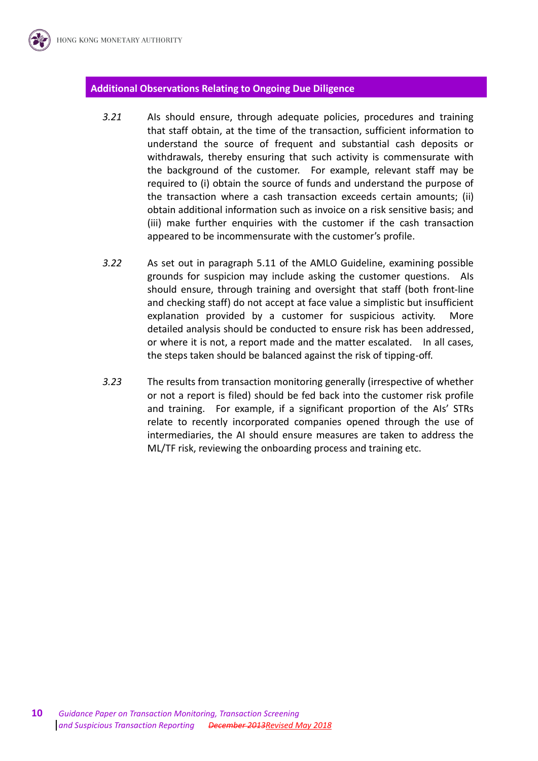## Additional Observations Relating to Ongoing Due Diligence

*3.21* AIs should ensure, through adequate policies, procedures and training that staff obtain, at the time of the transaction, sufficient information to understand the source of frequent and substantial cash deposits or withdrawals, thereby ensuring that such activity is commensurate with the background of the customer. For example, relevant staff may be required to (i) obtain the source of funds and understand the purpose of the transaction where a cash transaction exceeds certain amounts; (ii) obtain additional information such as invoice on a risk sensitive basis; and (iii) make further enquiries with the customer if the cash transaction appeared to be incommensurate with the customer's profile.

*3.22* As set out in paragraph 5.11 of the AMLO Guideline, examining possible grounds for suspicion may include asking the customer questions. AIs should ensure, through training and oversight that staff (both front-line and checking staff) do not accept at face value a simplistic but insufficient explanation provided by a customer for suspicious activity. More detailed analysis should be conducted to ensure risk has been addressed, or where it is not, a report made and the matter escalated. In all cases, the steps taken should be balanced against the risk of tipping-off.

*3.23* The results from transaction monitoring generally (irrespective of whether or not a report is filed) should be fed back into the customer risk profile and training. For example, if a significant proportion of the AIs' STRs relate to recently incorporated companies opened through the use of intermediaries, the AI should ensure measures are taken to address the ML/TF risk, reviewing the onboarding process and training etc.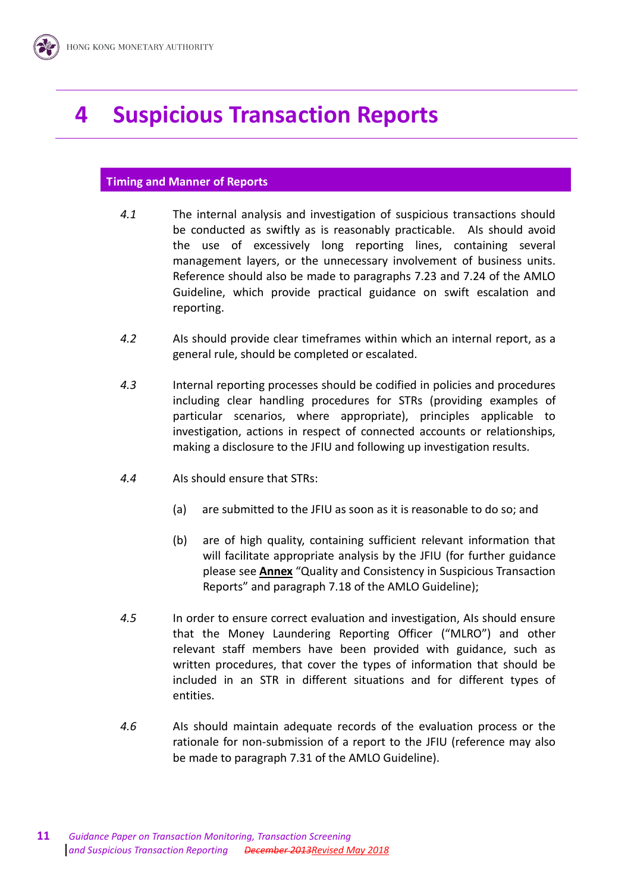# 4 Suspicious Transaction Reports

## Timing and Manner of Reports

*4.1* The internal analysis and investigation of suspicious transactions should be conducted as swiftly as is reasonably practicable. AIs should avoid the use of excessively long reporting lines, containing several management layers, or the unnecessary involvement of business units. Reference should also be made to paragraphs 7.23 and 7.24 of the AMLO Guideline, which provide practical guidance on swift escalation and reporting.

*4.2* AIs should provide clear timeframes within which an internal report, as a general rule, should be completed or escalated.

*4.3* Internal reporting processes should be codified in policies and procedures including clear handling procedures for STRs (providing examples of particular scenarios, where appropriate), principles applicable to investigation, actions in respect of connected accounts or relationships, making a disclosure to the JFIU and following up investigation results.

*4.4* AIs should ensure that STRs:

(a) are submitted to the JFIU as soon as it is reasonable to do so; and

(b) are of high quality, containing sufficient relevant information that will facilitate appropriate analysis by the JFIU (for further guidance please see **Annex** "Quality and Consistency in Suspicious Transaction Reports" and paragraph 7.18 of the AMLO Guideline);

*4.5* In order to ensure correct evaluation and investigation, AIs should ensure that the Money Laundering Reporting Officer ("MLRO") and other relevant staff members have been provided with guidance, such as written procedures, that cover the types of information that should be included in an STR in different situations and for different types of entities.

*4.6* AIs should maintain adequate records of the evaluation process or the rationale for non-submission of a report to the JFIU (reference may also be made to paragraph 7.31 of the AMLO Guideline).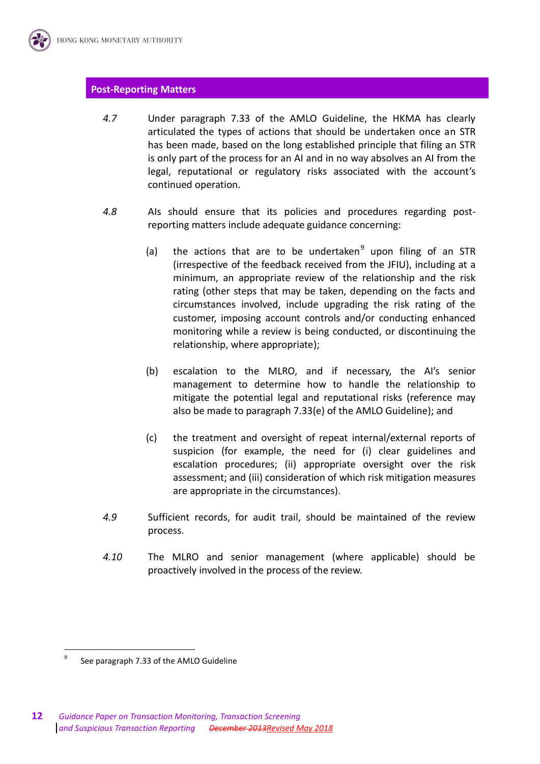## Post-Reporting Matters

*4.7* Under paragraph 7.33 of the AMLO Guideline, the HKMA has clearly articulated the types of actions that should be undertaken once an STR has been made, based on the long established principle that filing an STR is only part of the process for an AI and in no way absolves an AI from the legal, reputational or regulatory risks associated with the account's continued operation.

*4.8* AIs should ensure that its policies and procedures regarding post-reporting matters include adequate guidance concerning:

(a) the actions that are to be undertaken[9] upon filing of an STR (irrespective of the feedback received from the JFIU), including at a minimum, an appropriate review of the relationship and the risk rating (other steps that may be taken, depending on the facts and circumstances involved, include upgrading the risk rating of the customer, imposing account controls and/or conducting enhanced monitoring while a review is being conducted, or discontinuing the relationship, where appropriate);

(b) escalation to the MLRO, and if necessary, the AI's senior management to determine how to handle the relationship to mitigate the potential legal and reputational risks (reference may also be made to paragraph 7.33(e) of the AMLO Guideline); and

(c) the treatment and oversight of repeat internal/external reports of suspicion (for example, the need for (i) clear guidelines and escalation procedures; (ii) appropriate oversight over the risk assessment; and (iii) consideration of which risk mitigation measures are appropriate in the circumstances).

*4.9* Sufficient records, for audit trail, should be maintained of the review process.

*4.10* The MLRO and senior management (where applicable) should be proactively involved in the process of the review.

---

[9] See paragraph 7.33 of the AMLO Guideline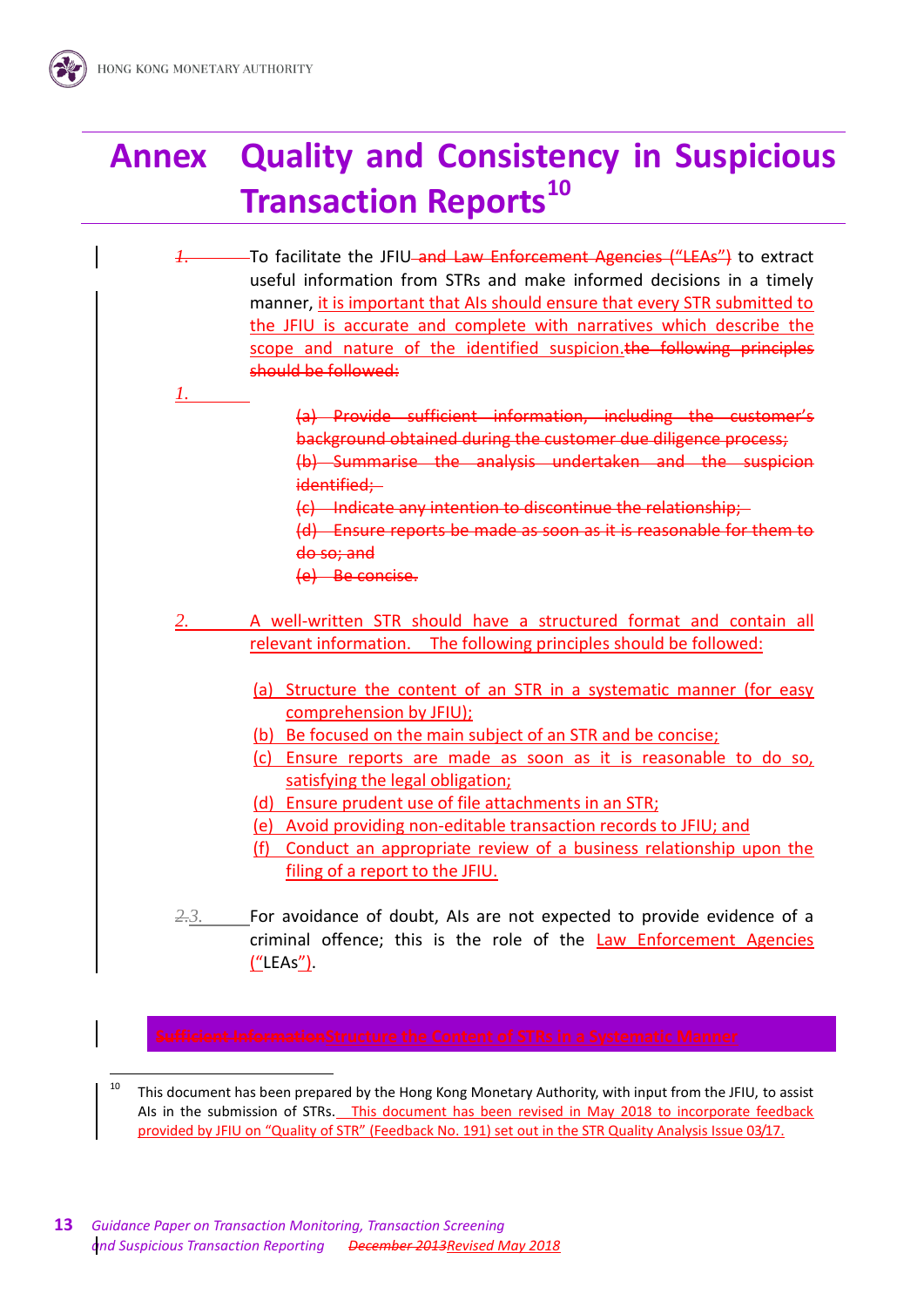# Annex Quality and Consistency in Suspicious Transaction Reports[10]

1. To facilitate the JFIU and Law Enforcement Agencies ("LEAs") to extract useful information from STRs and make informed decisions in a timely manner, it is important that AIs should ensure that every STR submitted to the JFIU is accurate and complete with narratives which describe the scope and nature of the identified suspicion.the following principles should be followed:

1.

   (a) Provide sufficient information, including the customer's background obtained during the customer due diligence process;
   (b) Summarise the analysis undertaken and the suspicion identified;
   (c) Indicate any intention to discontinue the relationship;
   (d) Ensure reports be made as soon as it is reasonable for them to do so; and
   (e) Be concise.

2. A well-written STR should have a structured format and contain all relevant information. The following principles should be followed:

   (a) Structure the content of an STR in a systematic manner (for easy comprehension by JFIU);
   (b) Be focused on the main subject of an STR and be concise;
   (c) Ensure reports are made as soon as it is reasonable to do so, satisfying the legal obligation;
   (d) Ensure prudent use of file attachments in an STR;
   (e) Avoid providing non-editable transaction records to JFIU; and
   (f) Conduct an appropriate review of a business relationship upon the filing of a report to the JFIU.

2.3. For avoidance of doubt, AIs are not expected to provide evidence of a criminal offence; this is the role of the Law Enforcement Agencies ("LEAs").

## Sufficient InformationStructure the Content of STRs in a Systematic Manner

[10] This document has been prepared by the Hong Kong Monetary Authority, with input from the JFIU, to assist AIs in the submission of STRs. This document has been revised in May 2018 to incorporate feedback provided by JFIU on "Quality of STR" (Feedback No. 191) set out in the STR Quality Analysis Issue 03/17.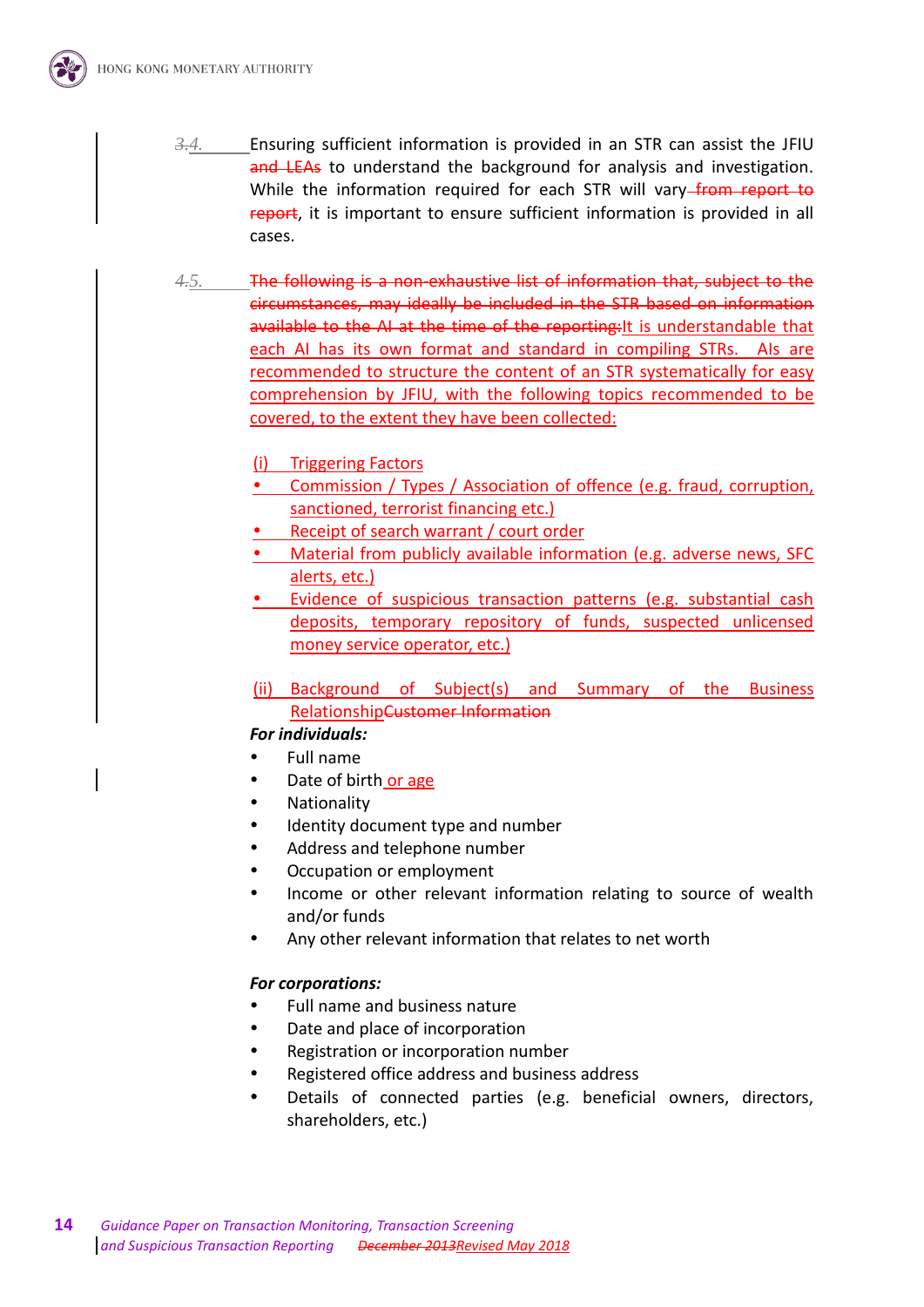3.4. Ensuring sufficient information is provided in an STR can assist the JFIU and LEAs to understand the background for analysis and investigation. While the information required for each STR will vary from report to report, it is important to ensure sufficient information is provided in all cases.

4.5. The following is a non-exhaustive list of information that, subject to the circumstances, may ideally be included in the STR based on information available to the AI at the time of the reporting:It is understandable that each AI has its own format and standard in compiling STRs. AIs are recommended to structure the content of an STR systematically for easy comprehension by JFIU, with the following topics recommended to be covered, to the extent they have been collected:

(i) Triggering Factors

- Commission / Types / Association of offence (e.g. fraud, corruption, sanctioned, terrorist financing etc.)
- Receipt of search warrant / court order
- Material from publicly available information (e.g. adverse news, SFC alerts, etc.)
- Evidence of suspicious transaction patterns (e.g. substantial cash deposits, temporary repository of funds, suspected unlicensed money service operator, etc.)

(ii) Background of Subject(s) and Summary of the Business RelationshipCustomer Information

***For individuals:***

- Full name
- Date of birth or age
- Nationality
- Identity document type and number
- Address and telephone number
- Occupation or employment
- Income or other relevant information relating to source of wealth and/or funds
- Any other relevant information that relates to net worth

***For corporations:***

- Full name and business nature
- Date and place of incorporation
- Registration or incorporation number
- Registered office address and business address
- Details of connected parties (e.g. beneficial owners, directors, shareholders, etc.)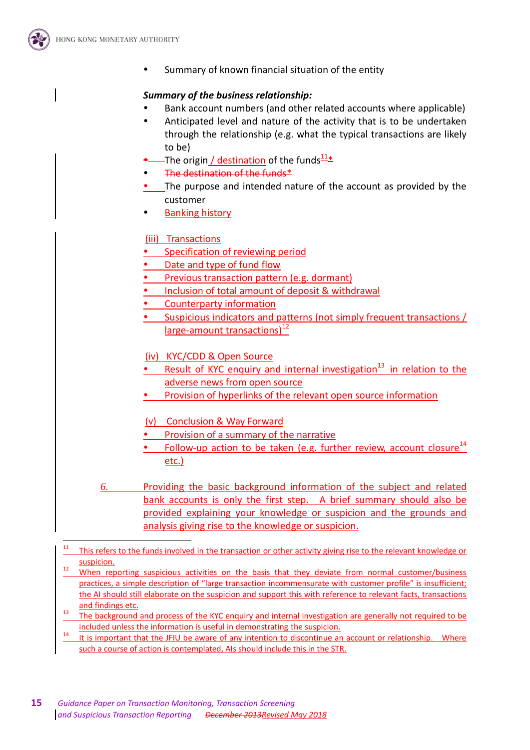- Summary of known financial situation of the entity

***Summary of the business relationship:***

- Bank account numbers (and other related accounts where applicable)
- Anticipated level and nature of the activity that is to be undertaken through the relationship (e.g. what the typical transactions are likely to be)
- The origin / destination of the funds[11]*
- ~~The destination of the funds*~~
- The purpose and intended nature of the account as provided by the customer
- Banking history

(iii) Transactions

- Specification of reviewing period
- Date and type of fund flow
- Previous transaction pattern (e.g. dormant)
- Inclusion of total amount of deposit & withdrawal
- Counterparty information
- Suspicious indicators and patterns (not simply frequent transactions / large-amount transactions)[12]

(iv) KYC/CDD & Open Source

- Result of KYC enquiry and internal investigation[13] in relation to the adverse news from open source
- Provision of hyperlinks of the relevant open source information

(v) Conclusion & Way Forward

- Provision of a summary of the narrative
- Follow-up action to be taken (e.g. further review, account closure[14] etc.)

6. Providing the basic background information of the subject and related bank accounts is only the first step. A brief summary should also be provided explaining your knowledge or suspicion and the grounds and analysis giving rise to the knowledge or suspicion.

---

[11] This refers to the funds involved in the transaction or other activity giving rise to the relevant knowledge or suspicion.

[12] When reporting suspicious activities on the basis that they deviate from normal customer/business practices, a simple description of "large transaction incommensurate with customer profile" is insufficient; the AI should still elaborate on the suspicion and support this with reference to relevant facts, transactions and findings etc.

[13] The background and process of the KYC enquiry and internal investigation are generally not required to be included unless the information is useful in demonstrating the suspicion.

[14] It is important that the JFIU be aware of any intention to discontinue an account or relationship. Where such a course of action is contemplated, AIs should include this in the STR.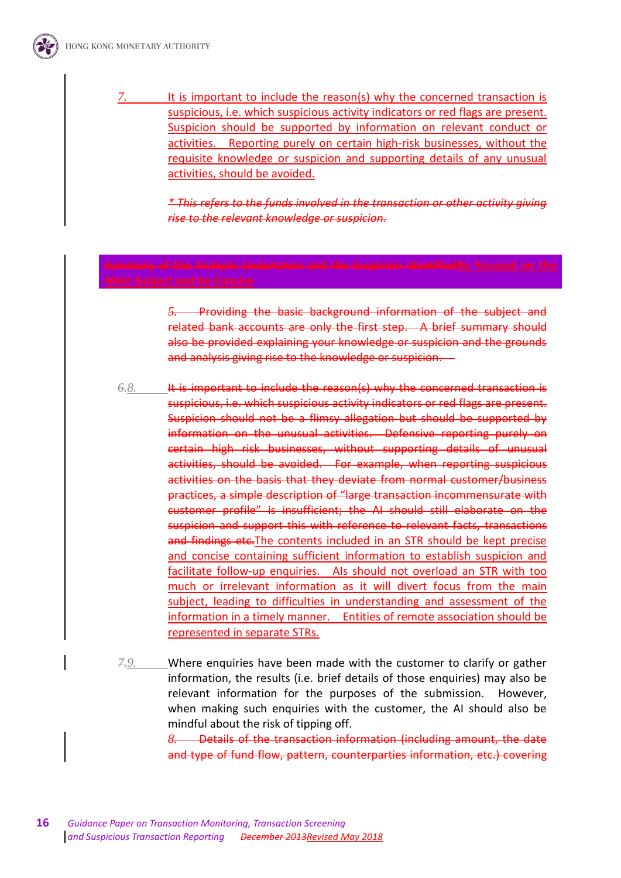7. It is important to include the reason(s) why the concerned transaction is suspicious, i.e. which suspicious activity indicators or red flags are present. Suspicion should be supported by information on relevant conduct or activities. Reporting purely on certain high-risk businesses, without the requisite knowledge or suspicion and supporting details of any unusual activities, should be avoided.

~~*\* This refers to the funds involved in the transaction or other activity giving rise to the relevant knowledge or suspicion.*~~

## ~~Summary of the Analysis Undertaken and the Suspicion Identified~~Be Focused on the Main Subject and be Concise

~~5. Providing the basic background information of the subject and related bank accounts are only the first step. A brief summary should also be provided explaining your knowledge or suspicion and the grounds and analysis giving rise to the knowledge or suspicion.~~

~~6.~~8. ~~It is important to include the reason(s) why the concerned transaction is suspicious, i.e. which suspicious activity indicators or red flags are present. Suspicion should not be a flimsy allegation but should be supported by information on the unusual activities. Defensive reporting purely on certain high risk businesses, without supporting details of unusual activities, should be avoided. For example, when reporting suspicious activities on the basis that they deviate from normal customer/business practices, a simple description of "large transaction incommensurate with customer profile" is insufficient; the AI should still elaborate on the suspicion and support this with reference to relevant facts, transactions and findings etc.~~The contents included in an STR should be kept precise and concise containing sufficient information to establish suspicion and facilitate follow-up enquiries. AIs should not overload an STR with too much or irrelevant information as it will divert focus from the main subject, leading to difficulties in understanding and assessment of the information in a timely manner. Entities of remote association should be represented in separate STRs.

~~7.~~9. Where enquiries have been made with the customer to clarify or gather information, the results (i.e. brief details of those enquiries) may also be relevant information for the purposes of the submission. However, when making such enquiries with the customer, the AI should also be mindful about the risk of tipping off.

~~8. Details of the transaction information (including amount, the date and type of fund flow, pattern, counterparties information, etc.) covering~~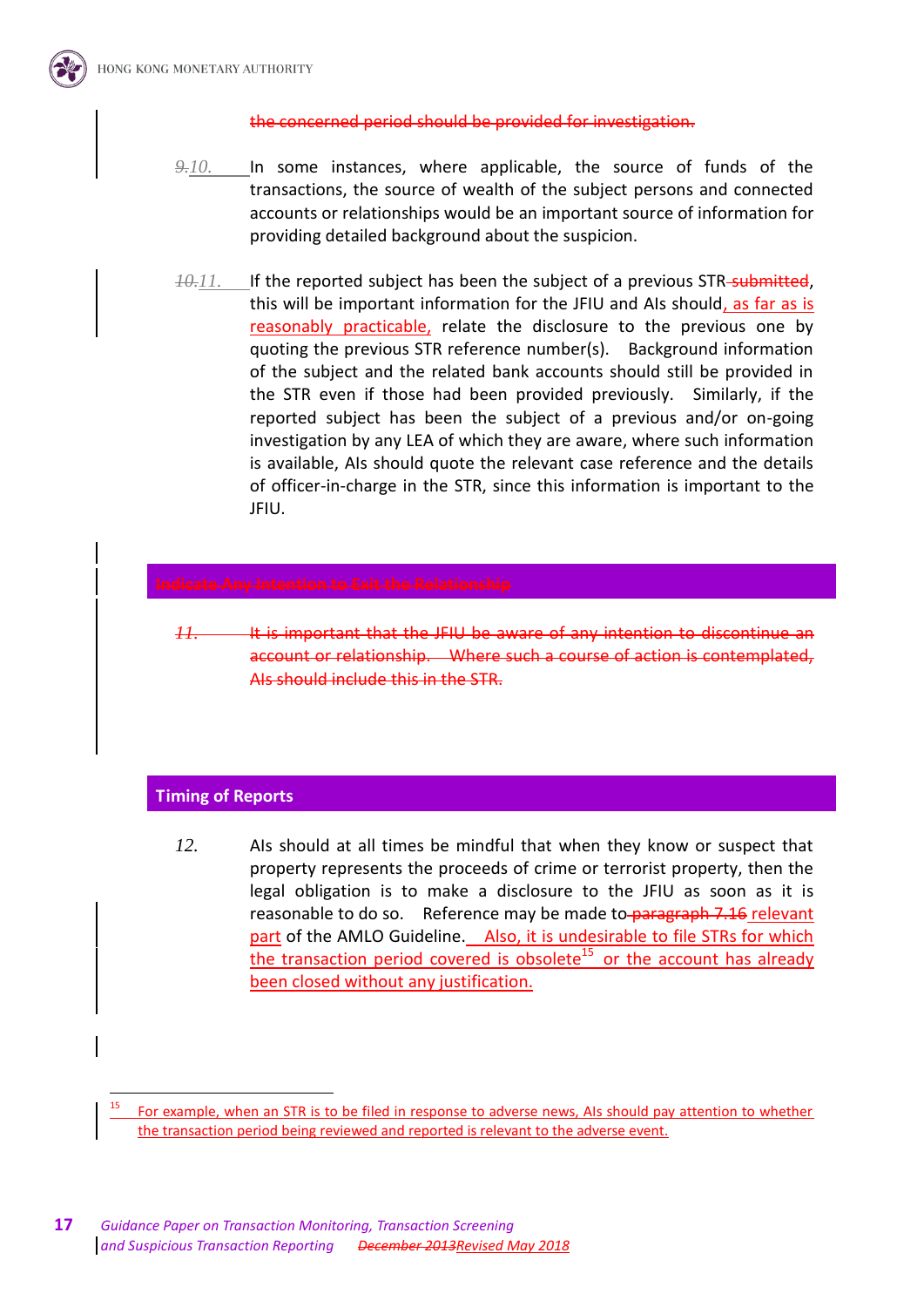~~the concerned period should be provided for investigation.~~

~~9.~~10. In some instances, where applicable, the source of funds of the transactions, the source of wealth of the subject persons and connected accounts or relationships would be an important source of information for providing detailed background about the suspicion.

~~10.~~11. If the reported subject has been the subject of a previous STR ~~submitted~~, this will be important information for the JFIU and AIs should, as far as is reasonably practicable, relate the disclosure to the previous one by quoting the previous STR reference number(s). Background information of the subject and the related bank accounts should still be provided in the STR even if those had been provided previously. Similarly, if the reported subject has been the subject of a previous and/or on-going investigation by any LEA of which they are aware, where such information is available, AIs should quote the relevant case reference and the details of officer-in-charge in the STR, since this information is important to the JFIU.

## ~~Indicate Any Intention to Exit the Relationship~~

~~11. It is important that the JFIU be aware of any intention to discontinue an account or relationship. Where such a course of action is contemplated, AIs should include this in the STR.~~

## Timing of Reports

12. AIs should at all times be mindful that when they know or suspect that property represents the proceeds of crime or terrorist property, then the legal obligation is to make a disclosure to the JFIU as soon as it is reasonable to do so. Reference may be made to ~~paragraph 7.16~~ relevant part of the AMLO Guideline. Also, it is undesirable to file STRs for which the transaction period covered is obsolete[15] or the account has already been closed without any justification.

---

[15] For example, when an STR is to be filed in response to adverse news, AIs should pay attention to whether the transaction period being reviewed and reported is relevant to the adverse event.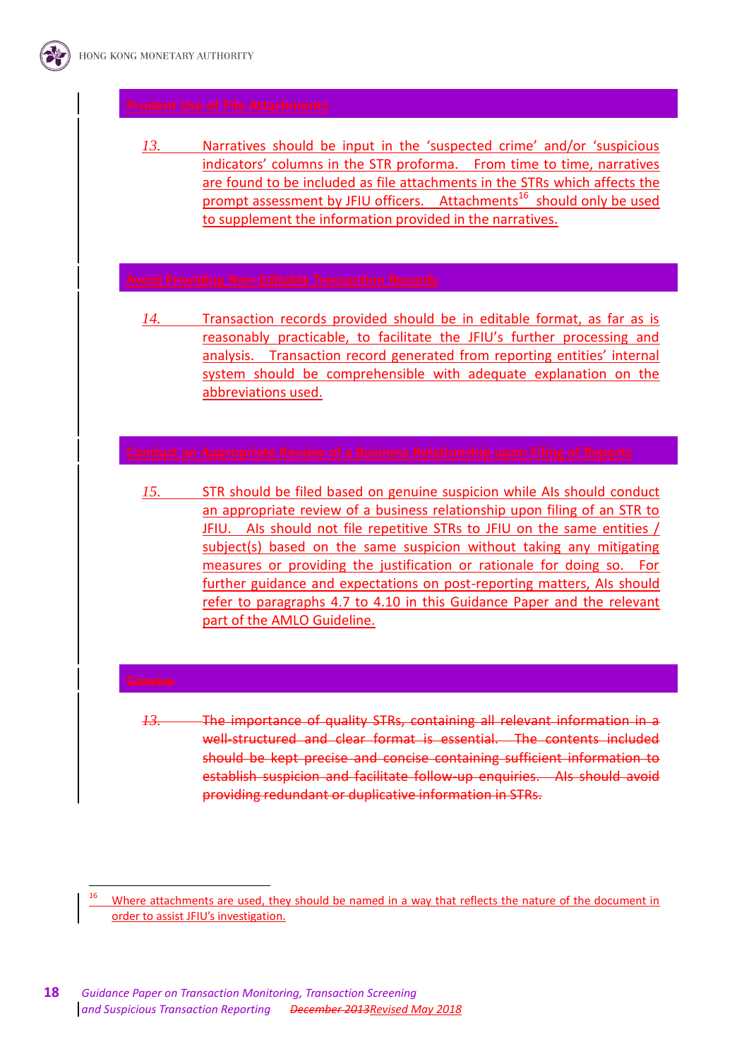## Prudent Use of File Attachments

13. Narratives should be input in the 'suspected crime' and/or 'suspicious indicators' columns in the STR proforma. From time to time, narratives are found to be included as file attachments in the STRs which affects the prompt assessment by JFIU officers. Attachments[16] should only be used to supplement the information provided in the narratives.

## Avoid Providing Non-Editable Transaction Records

14. Transaction records provided should be in editable format, as far as is reasonably practicable, to facilitate the JFIU's further processing and analysis. Transaction record generated from reporting entities' internal system should be comprehensible with adequate explanation on the abbreviations used.

## Conduct an Appropriate Review of a Business Relationship upon Filing of Reports

15. STR should be filed based on genuine suspicion while AIs should conduct an appropriate review of a business relationship upon filing of an STR to JFIU. AIs should not file repetitive STRs to JFIU on the same entities / subject(s) based on the same suspicion without taking any mitigating measures or providing the justification or rationale for doing so. For further guidance and expectations on post-reporting matters, AIs should refer to paragraphs 4.7 to 4.10 in this Guidance Paper and the relevant part of the AMLO Guideline.

## ~~Concise~~

~~13. The importance of quality STRs, containing all relevant information in a well-structured and clear format is essential. The contents included should be kept precise and concise containing sufficient information to establish suspicion and facilitate follow-up enquiries. AIs should avoid providing redundant or duplicative information in STRs.~~

[16] Where attachments are used, they should be named in a way that reflects the nature of the document in order to assist JFIU's investigation.